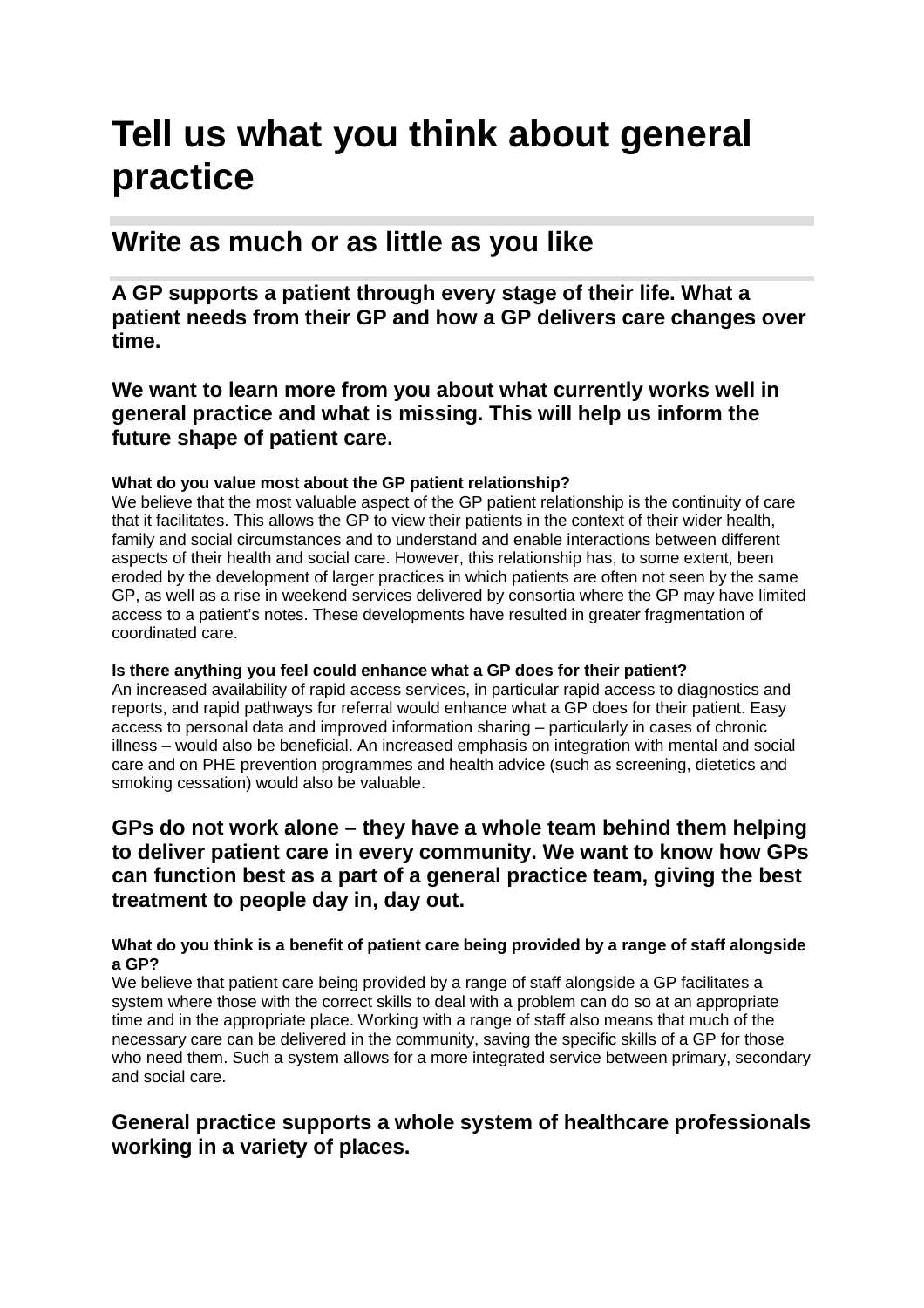# Tell us what you think about general practice

## Write as much or as little as you like

### A GP supports a patient through every stage of their life. What a patient needs from their GP and how a GP delivers care changes over time.

### We want to learn more from you about what currently works well in general practice and what is missing. This will help us inform the future shape of patient care.

**What do you value most about the GP patient relationship?**

We believe that the most valuable aspect of the GP patient relationship is the continuity of care that it facilitates. This allows the GP to view their patients in the context of their wider health, family and social circumstances and to understand and enable interactions between different aspects of their health and social care. However, this relationship has, to some extent, been eroded by the development of larger practices in which patients are often not seen by the same GP, as well as a rise in weekend services delivered by consortia where the GP may have limited access to a patient's notes. These developments have resulted in greater fragmentation of coordinated care.

**Is there anything you feel could enhance what a GP does for their patient?**

An increased availability of rapid access services, in particular rapid access to diagnostics and reports, and rapid pathways for referral would enhance what a GP does for their patient. Easy access to personal data and improved information sharing – particularly in cases of chronic illness – would also be beneficial. An increased emphasis on integration with mental and social care and on PHE prevention programmes and health advice (such as screening, dietetics and smoking cessation) would also be valuable.

### GPs do not work alone – they have a whole team behind them helping to deliver patient care in every community. We want to know how GPs can function best as a part of a general practice team, giving the best treatment to people day in, day out.

**What do you think is a benefit of patient care being provided by a range of staff alongside a GP?**

We believe that patient care being provided by a range of staff alongside a GP facilitates a system where those with the correct skills to deal with a problem can do so at an appropriate time and in the appropriate place. Working with a range of staff also means that much of the necessary care can be delivered in the community, saving the specific skills of a GP for those who need them. Such a system allows for a more integrated service between primary, secondary and social care.

### General practice supports a whole system of healthcare professionals working in a variety of places.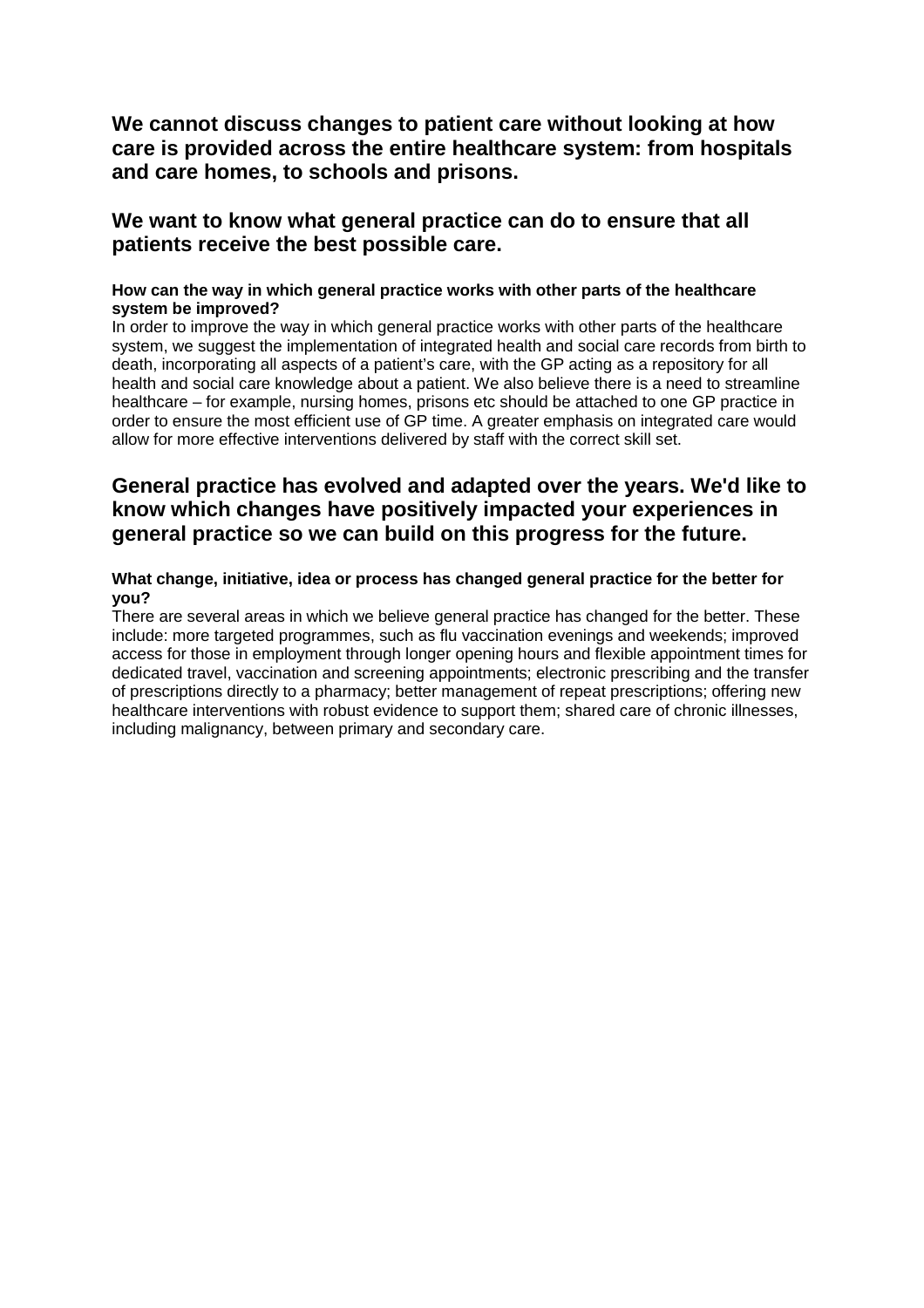## We cannot discuss changes to patient care without looking at how care is provided across the entire healthcare system: from hospitals and care homes, to schools and prisons.

## We want to know what general practice can do to ensure that all patients receive the best possible care.

**How can the way in which general practice works with other parts of the healthcare system be improved?**

In order to improve the way in which general practice works with other parts of the healthcare system, we suggest the implementation of integrated health and social care records from birth to death, incorporating all aspects of a patient's care, with the GP acting as a repository for all health and social care knowledge about a patient. We also believe there is a need to streamline healthcare – for example, nursing homes, prisons etc should be attached to one GP practice in order to ensure the most efficient use of GP time. A greater emphasis on integrated care would allow for more effective interventions delivered by staff with the correct skill set.

## General practice has evolved and adapted over the years. We'd like to know which changes have positively impacted your experiences in general practice so we can build on this progress for the future.

**What change, initiative, idea or process has changed general practice for the better for you?**

There are several areas in which we believe general practice has changed for the better. These include: more targeted programmes, such as flu vaccination evenings and weekends; improved access for those in employment through longer opening hours and flexible appointment times for dedicated travel, vaccination and screening appointments; electronic prescribing and the transfer of prescriptions directly to a pharmacy; better management of repeat prescriptions; offering new healthcare interventions with robust evidence to support them; shared care of chronic illnesses, including malignancy, between primary and secondary care.